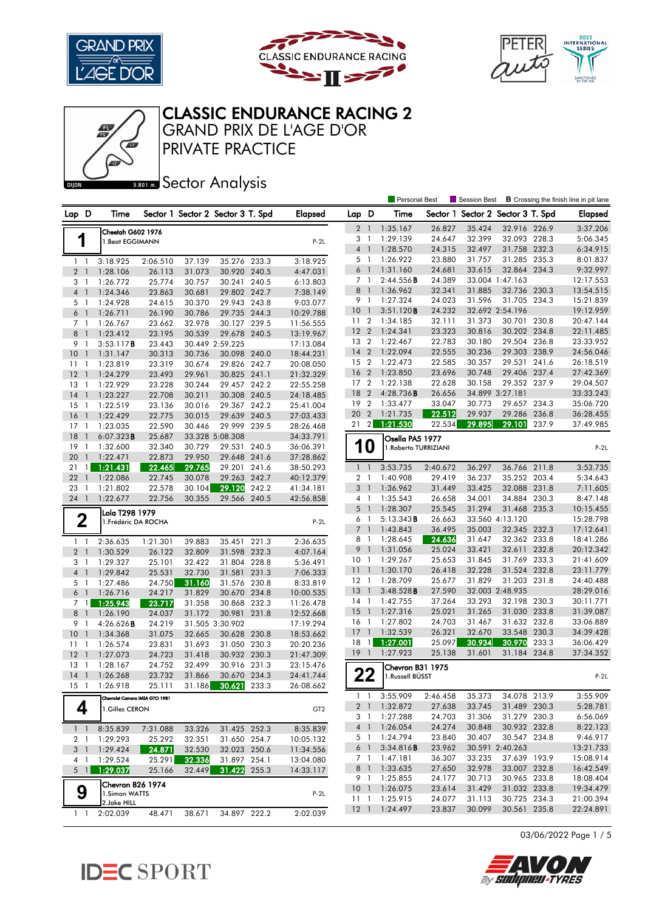# CLASSIC ENDURANCE RACING 2

## GRAND PRIX DE L'AGE D'OR

## PRIVATE PRACTICE

## Sector Analysis

DIJON 3.801 m.

Personal Best | Session Best | **B** Crossing the finish line in pit lane

**1** — Cheetah G602 1976 — 1.Beat EGGIMANN — P-2L

| Lap | D | Time | Sector 1 | Sector 2 | Sector 3 | T. Spd | Elapsed |
|---|---|---|---|---|---|---|---|
| 1 | 1 | 3:18.925 | 2:06.510 | 37.139 | 35.276 | 233.3 | 3:18.925 |
| 2 | 1 | 1:28.106 | 26.113 | 31.073 | 30.920 | 240.5 | 4:47.031 |
| 3 | 1 | 1:26.772 | 25.774 | 30.757 | 30.241 | 240.5 | 6:13.803 |
| 4 | 1 | 1:24.346 | 23.863 | 30.681 | 29.802 | 242.7 | 7:38.149 |
| 5 | 1 | 1:24.928 | 24.615 | 30.370 | 29.943 | 243.8 | 9:03.077 |
| 6 | 1 | 1:26.711 | 26.190 | 30.786 | 29.735 | 244.3 | 10:29.788 |
| 7 | 1 | 1:26.767 | 23.662 | 32.978 | 30.127 | 239.5 | 11:56.555 |
| 8 | 1 | 1:23.412 | 23.195 | 30.539 | 29.678 | 240.5 | 13:19.967 |
| 9 | 1 | 3:53.117B | 23.443 | 30.449 | 2:59.225 | | 17:13.084 |
| 10 | 1 | 1:31.147 | 30.313 | 30.736 | 30.098 | 240.0 | 18:44.231 |
| 11 | 1 | 1:23.819 | 23.319 | 30.674 | 29.826 | 242.7 | 20:08.050 |
| 12 | 1 | 1:24.279 | 23.493 | 29.961 | 30.825 | 241.1 | 21:32.329 |
| 13 | 1 | 1:22.929 | 23.228 | 30.244 | 29.457 | 242.2 | 22:55.258 |
| 14 | 1 | 1:23.227 | 22.708 | 30.211 | 30.308 | 240.5 | 24:18.485 |
| 15 | 1 | 1:22.519 | 23.136 | 30.016 | 29.367 | 242.2 | 25:41.004 |
| 16 | 1 | 1:22.429 | 22.775 | 30.015 | 29.639 | 240.5 | 27:03.433 |
| 17 | 1 | 1:23.035 | 22.590 | 30.446 | 29.999 | 239.5 | 28:26.468 |
| 18 | 1 | 6:07.323B | 25.687 | 33.328 | 5:08.308 | | 34:33.791 |
| 19 | 1 | 1:32.600 | 32.340 | 30.729 | 29.531 | 240.5 | 36:06.391 |
| 20 | 1 | 1:22.471 | 22.873 | 29.950 | 29.648 | 241.6 | 37:28.862 |
| 21 | 1 | 1:21.431 | 22.465 | 29.765 | 29.201 | 241.6 | 38:50.293 |
| 22 | 1 | 1:22.086 | 22.745 | 30.078 | 29.263 | 242.7 | 40:12.379 |
| 23 | 1 | 1:21.802 | 22.578 | 30.104 | 29.120 | 242.2 | 41:34.181 |
| 24 | 1 | 1:22.677 | 22.756 | 30.355 | 29.566 | 240.5 | 42:56.858 |

**2** — Lola T298 1979 — 1.Frédéric DA ROCHA — P-2L

| Lap | D | Time | Sector 1 | Sector 2 | Sector 3 | T. Spd | Elapsed |
|---|---|---|---|---|---|---|---|
| 1 | 1 | 2:36.635 | 1:21.301 | 39.883 | 35.451 | 221.3 | 2:36.635 |
| 2 | 1 | 1:30.529 | 26.122 | 32.809 | 31.598 | 232.3 | 4:07.164 |
| 3 | 1 | 1:29.327 | 25.101 | 32.422 | 31.804 | 228.8 | 5:36.491 |
| 4 | 1 | 1:29.842 | 25.531 | 32.730 | 31.581 | 231.3 | 7:06.333 |
| 5 | 1 | 1:27.486 | 24.750 | 31.160 | 31.576 | 230.8 | 8:33.819 |
| 6 | 1 | 1:26.716 | 24.217 | 31.829 | 30.670 | 234.8 | 10:00.535 |
| 7 | 1 | 1:25.943 | 23.717 | 31.358 | 30.868 | 232.3 | 11:26.478 |
| 8 | 1 | 1:26.190 | 24.037 | 31.172 | 30.981 | 231.8 | 12:52.668 |
| 9 | 1 | 4:26.626B | 24.219 | 31.505 | 3:30.902 | | 17:19.294 |
| 10 | 1 | 1:34.368 | 31.075 | 32.665 | 30.628 | 230.8 | 18:53.662 |
| 11 | 1 | 1:26.574 | 23.831 | 31.693 | 31.050 | 230.3 | 20:20.236 |
| 12 | 1 | 1:27.073 | 24.723 | 31.418 | 30.932 | 230.3 | 21:47.309 |
| 13 | 1 | 1:28.167 | 24.752 | 32.499 | 30.916 | 231.3 | 23:15.476 |
| 14 | 1 | 1:26.268 | 23.732 | 31.866 | 30.670 | 234.3 | 24:41.744 |
| 15 | 1 | 1:26.918 | 25.111 | 31.186 | 30.621 | 233.3 | 26:08.662 |

**4** — Chevrolet Camaro IMSA GTO 1981 — 1.Gilles CERON — GT2

| Lap | D | Time | Sector 1 | Sector 2 | Sector 3 | T. Spd | Elapsed |
|---|---|---|---|---|---|---|---|
| 1 | 1 | 8:35.839 | 7:31.088 | 33.326 | 31.425 | 252.3 | 8:35.839 |
| 2 | 1 | 1:29.293 | 25.292 | 32.351 | 31.650 | 254.7 | 10:05.132 |
| 3 | 1 | 1:29.424 | 24.871 | 32.530 | 32.023 | 250.6 | 11:34.556 |
| 4 | 1 | 1:29.524 | 25.291 | 32.336 | 31.897 | 254.1 | 13:04.080 |
| 5 | 1 | 1:29.037 | 25.166 | 32.449 | 31.422 | 255.3 | 14:33.117 |

**9** — Chevron B26 1974 — 1.Simon WATTS, 2.Jake HILL — P-2L

| Lap | D | Time | Sector 1 | Sector 2 | Sector 3 | T. Spd | Elapsed |
|---|---|---|---|---|---|---|---|
| 1 | 1 | 2:02.039 | 48.471 | 38.671 | 34.897 | 222.2 | 2:02.039 |
| 2 | 1 | 1:35.167 | 26.827 | 35.424 | 32.916 | 226.9 | 3:37.206 |
| 3 | 1 | 1:29.139 | 24.647 | 32.399 | 32.093 | 228.3 | 5:06.345 |
| 4 | 1 | 1:28.570 | 24.315 | 32.497 | 31.758 | 232.3 | 6:34.915 |
| 5 | 1 | 1:26.922 | 23.880 | 31.757 | 31.285 | 235.3 | 8:01.837 |
| 6 | 1 | 1:31.160 | 24.681 | 33.615 | 32.864 | 234.3 | 9:32.997 |
| 7 | 1 | 2:44.556B | 24.389 | 33.004 | 1:47.163 | | 12:17.553 |
| 8 | 1 | 1:36.962 | 32.341 | 31.885 | 32.736 | 230.3 | 13:54.515 |
| 9 | 1 | 1:27.324 | 24.023 | 31.596 | 31.705 | 234.3 | 15:21.839 |
| 10 | 1 | 3:51.120B | 24.232 | 32.692 | 2:54.196 | | 19:12.959 |
| 11 | 2 | 1:34.185 | 32.111 | 31.373 | 30.701 | 230.8 | 20:47.144 |
| 12 | 2 | 1:24.341 | 23.323 | 30.816 | 30.202 | 234.8 | 22:11.485 |
| 13 | 2 | 1:22.467 | 22.783 | 30.180 | 29.504 | 236.8 | 23:33.952 |
| 14 | 2 | 1:22.094 | 22.555 | 30.236 | 29.303 | 238.9 | 24:56.046 |
| 15 | 2 | 1:22.473 | 22.585 | 30.357 | 29.531 | 241.6 | 26:18.519 |
| 16 | 2 | 1:23.850 | 23.696 | 30.748 | 29.406 | 237.4 | 27:42.369 |
| 17 | 2 | 1:22.138 | 22.628 | 30.158 | 29.352 | 237.9 | 29:04.507 |
| 18 | 2 | 4:28.736B | 26.656 | 34.899 | 3:27.181 | | 33:33.243 |
| 19 | 2 | 1:33.477 | 33.047 | 30.773 | 29.657 | 234.3 | 35:06.720 |
| 20 | 2 | 1:21.735 | 22.512 | 29.937 | 29.286 | 236.8 | 36:28.455 |
| 21 | 2 | 1:21.530 | 22.534 | 29.895 | 29.101 | 237.9 | 37:49.985 |

**10** — Osella PA5 1977 — 1.Roberto TURRIZIANI — P-2L

| Lap | D | Time | Sector 1 | Sector 2 | Sector 3 | T. Spd | Elapsed |
|---|---|---|---|---|---|---|---|
| 1 | 1 | 3:53.735 | 2:40.672 | 36.297 | 36.766 | 211.8 | 3:53.735 |
| 2 | 1 | 1:40.908 | 29.419 | 36.237 | 35.252 | 203.4 | 5:34.643 |
| 3 | 1 | 1:36.962 | 31.449 | 33.425 | 32.088 | 231.8 | 7:11.605 |
| 4 | 1 | 1:35.543 | 26.658 | 34.001 | 34.884 | 230.3 | 8:47.148 |
| 5 | 1 | 1:28.307 | 25.545 | 31.294 | 31.468 | 235.3 | 10:15.455 |
| 6 | 1 | 5:13.343B | 26.663 | 33.560 | 4:13.120 | | 15:28.798 |
| 7 | 1 | 1:43.843 | 36.495 | 35.003 | 32.345 | 232.3 | 17:12.641 |
| 8 | 1 | 1:28.645 | 24.636 | 31.647 | 32.362 | 233.8 | 18:41.286 |
| 9 | 1 | 1:31.056 | 25.024 | 33.421 | 32.611 | 232.8 | 20:12.342 |
| 10 | 1 | 1:29.267 | 25.653 | 31.845 | 31.769 | 233.3 | 21:41.609 |
| 11 | 1 | 1:30.170 | 26.418 | 32.228 | 31.524 | 232.8 | 23:11.779 |
| 12 | 1 | 1:28.709 | 25.677 | 31.829 | 31.203 | 231.8 | 24:40.488 |
| 13 | 1 | 3:48.528B | 27.590 | 32.003 | 2:48.935 | | 28:29.016 |
| 14 | 1 | 1:42.755 | 37.264 | 33.293 | 32.198 | 230.3 | 30:11.771 |
| 15 | 1 | 1:27.316 | 25.021 | 31.265 | 31.030 | 233.8 | 31:39.087 |
| 16 | 1 | 1:27.802 | 24.703 | 31.467 | 31.632 | 232.8 | 33:06.889 |
| 17 | 1 | 1:32.539 | 26.321 | 32.670 | 33.548 | 230.3 | 34:39.428 |
| 18 | 1 | 1:27.001 | 25.097 | 30.934 | 30.970 | 233.3 | 36:06.429 |
| 19 | 1 | 1:27.923 | 25.138 | 31.601 | 31.184 | 234.8 | 37:34.352 |

**22** — Chevron B31 1975 — 1.Russell BÜSST — P-2L

| Lap | D | Time | Sector 1 | Sector 2 | Sector 3 | T. Spd | Elapsed |
|---|---|---|---|---|---|---|---|
| 1 | 1 | 3:55.909 | 2:46.458 | 35.373 | 34.078 | 213.9 | 3:55.909 |
| 2 | 1 | 1:32.872 | 27.638 | 33.745 | 31.489 | 230.3 | 5:28.781 |
| 3 | 1 | 1:27.288 | 24.703 | 31.306 | 31.279 | 230.3 | 6:56.069 |
| 4 | 1 | 1:26.054 | 24.274 | 30.848 | 30.932 | 232.8 | 8:22.123 |
| 5 | 1 | 1:24.794 | 23.840 | 30.407 | 30.547 | 234.8 | 9:46.917 |
| 6 | 1 | 3:34.816B | 23.962 | 30.591 | 2:40.263 | | 13:21.733 |
| 7 | 1 | 1:47.181 | 36.307 | 33.235 | 37.639 | 193.9 | 15:08.914 |
| 8 | 1 | 1:33.635 | 27.650 | 32.978 | 33.007 | 232.8 | 16:42.549 |
| 9 | 1 | 1:25.855 | 24.177 | 30.713 | 30.965 | 233.8 | 18:08.404 |
| 10 | 1 | 1:26.075 | 23.614 | 31.429 | 31.032 | 233.8 | 19:34.479 |
| 11 | 1 | 1:25.915 | 24.077 | 31.113 | 30.725 | 234.3 | 21:00.394 |
| 12 | 1 | 1:24.497 | 23.837 | 30.099 | 30.561 | 235.8 | 22:24.891 |

03/06/2022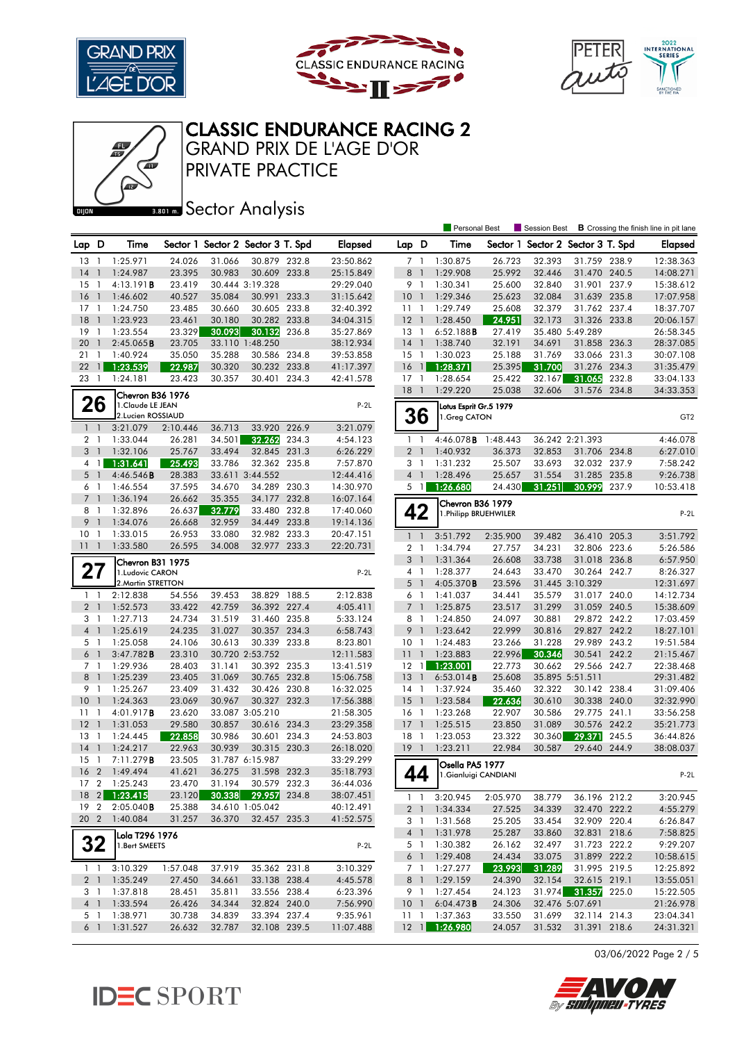# CLASSIC ENDURANCE RACING 2

## GRAND PRIX DE L'AGE D'OR

## PRIVATE PRACTICE

### Sector Analysis

DIJON 3.801 m.

Personal Best | Session Best | **B** Crossing the finish line in pit lane

| Lap | D | Time | Sector 1 | Sector 2 | Sector 3 | T. Spd | Elapsed |
|---|---|---|---|---|---|---|---|
| 13 | 1 | 1:25.971 | 24.026 | 31.066 | 30.879 | 232.8 | 23:50.862 |
| 14 | 1 | 1:24.987 | 23.395 | 30.983 | 30.609 | 233.8 | 25:15.849 |
| 15 | 1 | 4:13.191**B** | 23.419 | 30.444 | 3:19.328 | | 29:29.040 |
| 16 | 1 | 1:46.602 | 40.527 | 35.084 | 30.991 | 233.3 | 31:15.642 |
| 17 | 1 | 1:24.750 | 23.485 | 30.660 | 30.605 | 233.8 | 32:40.392 |
| 18 | 1 | 1:23.923 | 23.461 | 30.180 | 30.282 | 233.8 | 34:04.315 |
| 19 | 1 | 1:23.554 | 23.329 | 30.093 | 30.132 | 236.8 | 35:27.869 |
| 20 | 1 | 2:45.065**B** | 23.705 | 33.110 | 1:48.250 | | 38:12.934 |
| 21 | 1 | 1:40.924 | 35.050 | 35.288 | 30.586 | 234.8 | 39:53.858 |
| 22 | 1 | 1:23.539 | 22.987 | 30.320 | 30.232 | 233.8 | 41:17.397 |
| 23 | 1 | 1:24.181 | 23.423 | 30.357 | 30.401 | 234.3 | 42:41.578 |

**26** — Chevron B36 1976 — 1.Claude LE JEAN, 2.Lucien ROSSIAUD — P-2L

| Lap | D | Time | Sector 1 | Sector 2 | Sector 3 | T. Spd | Elapsed |
|---|---|---|---|---|---|---|---|
| 1 | 1 | 3:21.079 | 2:10.446 | 36.713 | 33.920 | 226.9 | 3:21.079 |
| 2 | 1 | 1:33.044 | 26.281 | 34.501 | 32.262 | 234.3 | 4:54.123 |
| 3 | 1 | 1:32.106 | 25.767 | 33.494 | 32.845 | 231.3 | 6:26.229 |
| 4 | 1 | 1:31.641 | 25.493 | 33.786 | 32.362 | 235.8 | 7:57.870 |
| 5 | 1 | 4:46.546**B** | 28.383 | 33.611 | 3:44.552 | | 12:44.416 |
| 6 | 1 | 1:46.554 | 37.595 | 34.670 | 34.289 | 230.3 | 14:30.970 |
| 7 | 1 | 1:36.194 | 26.662 | 35.355 | 34.177 | 232.8 | 16:07.164 |
| 8 | 1 | 1:32.896 | 26.637 | 32.779 | 33.480 | 232.8 | 17:40.060 |
| 9 | 1 | 1:34.076 | 26.668 | 32.959 | 34.449 | 233.8 | 19:14.136 |
| 10 | 1 | 1:33.015 | 26.953 | 33.080 | 32.982 | 233.3 | 20:47.151 |
| 11 | 1 | 1:33.580 | 26.595 | 34.008 | 32.977 | 233.3 | 22:20.731 |

**27** — Chevron B31 1975 — 1.Ludovic CARON, 2.Martin STRETTON — P-2L

| Lap | D | Time | Sector 1 | Sector 2 | Sector 3 | T. Spd | Elapsed |
|---|---|---|---|---|---|---|---|
| 1 | 1 | 2:12.838 | 54.556 | 39.453 | 38.829 | 188.5 | 2:12.838 |
| 2 | 1 | 1:52.573 | 33.422 | 42.759 | 36.392 | 227.4 | 4:05.411 |
| 3 | 1 | 1:27.713 | 24.734 | 31.519 | 31.460 | 235.8 | 5:33.124 |
| 4 | 1 | 1:25.619 | 24.235 | 31.027 | 30.357 | 234.3 | 6:58.743 |
| 5 | 1 | 1:25.058 | 24.106 | 30.613 | 30.339 | 233.8 | 8:23.801 |
| 6 | 1 | 3:47.782**B** | 23.310 | 30.720 | 2:53.752 | | 12:11.583 |
| 7 | 1 | 1:29.936 | 28.403 | 31.141 | 30.392 | 235.3 | 13:41.519 |
| 8 | 1 | 1:25.239 | 23.405 | 31.069 | 30.765 | 232.8 | 15:06.758 |
| 9 | 1 | 1:25.267 | 23.409 | 31.432 | 30.426 | 230.8 | 16:32.025 |
| 10 | 1 | 1:24.363 | 23.069 | 30.967 | 30.327 | 232.3 | 17:56.388 |
| 11 | 1 | 4:01.917**B** | 23.620 | 33.087 | 3:05.210 | | 21:58.305 |
| 12 | 1 | 1:31.053 | 29.580 | 30.857 | 30.616 | 234.3 | 23:29.358 |
| 13 | 1 | 1:24.445 | 22.858 | 30.986 | 30.601 | 234.3 | 24:53.803 |
| 14 | 1 | 1:24.217 | 22.963 | 30.939 | 30.315 | 230.3 | 26:18.020 |
| 15 | 1 | 7:11.279**B** | 23.505 | 31.787 | 6:15.987 | | 33:29.299 |
| 16 | 2 | 1:49.494 | 41.621 | 36.275 | 31.598 | 232.3 | 35:18.793 |
| 17 | 2 | 1:25.243 | 23.470 | 31.194 | 30.579 | 232.3 | 36:44.036 |
| 18 | 2 | 1:23.415 | 23.120 | 30.338 | 29.957 | 234.8 | 38:07.451 |
| 19 | 2 | 2:05.040**B** | 25.388 | 34.610 | 1:05.042 | | 40:12.491 |
| 20 | 2 | 1:40.084 | 31.257 | 36.370 | 32.457 | 235.3 | 41:52.575 |

**32** — Lola T296 1976 — 1.Bert SMEETS — P-2L

| Lap | D | Time | Sector 1 | Sector 2 | Sector 3 | T. Spd | Elapsed |
|---|---|---|---|---|---|---|---|
| 1 | 1 | 3:10.329 | 1:57.048 | 37.919 | 35.362 | 231.8 | 3:10.329 |
| 2 | 1 | 1:35.249 | 27.450 | 34.661 | 33.138 | 238.4 | 4:45.578 |
| 3 | 1 | 1:37.818 | 28.451 | 35.811 | 33.556 | 238.4 | 6:23.396 |
| 4 | 1 | 1:33.594 | 26.426 | 34.344 | 32.824 | 240.0 | 7:56.990 |
| 5 | 1 | 1:38.971 | 30.738 | 34.839 | 33.394 | 237.4 | 9:35.961 |
| 6 | 1 | 1:31.527 | 26.632 | 32.787 | 32.108 | 239.5 | 11:07.488 |
| 7 | 1 | 1:30.875 | 26.723 | 32.393 | 31.759 | 238.9 | 12:38.363 |
| 8 | 1 | 1:29.908 | 25.992 | 32.446 | 31.470 | 240.5 | 14:08.271 |
| 9 | 1 | 1:30.341 | 25.600 | 32.840 | 31.901 | 237.9 | 15:38.612 |
| 10 | 1 | 1:29.346 | 25.623 | 32.084 | 31.639 | 235.8 | 17:07.958 |
| 11 | 1 | 1:29.749 | 25.608 | 32.379 | 31.762 | 237.4 | 18:37.707 |
| 12 | 1 | 1:28.450 | 24.951 | 32.173 | 31.326 | 233.8 | 20:06.157 |
| 13 | 1 | 6:52.188**B** | 27.419 | 35.480 | 5:49.289 | | 26:58.345 |
| 14 | 1 | 1:38.740 | 32.191 | 34.691 | 31.858 | 236.3 | 28:37.085 |
| 15 | 1 | 1:30.023 | 25.188 | 31.769 | 33.066 | 231.3 | 30:07.108 |
| 16 | 1 | 1:28.371 | 25.395 | 31.700 | 31.276 | 234.3 | 31:35.479 |
| 17 | 1 | 1:28.654 | 25.422 | 32.167 | 31.065 | 232.8 | 33:04.133 |
| 18 | 1 | 1:29.220 | 25.038 | 32.606 | 31.576 | 234.8 | 34:33.353 |

**36** — Lotus Esprit Gr.5 1979 — 1.Greg CATON — GT2

| Lap | D | Time | Sector 1 | Sector 2 | Sector 3 | T. Spd | Elapsed |
|---|---|---|---|---|---|---|---|
| 1 | 1 | 4:46.078**B** | 1:48.443 | 36.242 | 2:21.393 | | 4:46.078 |
| 2 | 1 | 1:40.932 | 36.373 | 32.853 | 31.706 | 234.8 | 6:27.010 |
| 3 | 1 | 1:31.232 | 25.507 | 33.693 | 32.032 | 237.9 | 7:58.242 |
| 4 | 1 | 1:28.496 | 25.657 | 31.554 | 31.285 | 235.8 | 9:26.738 |
| 5 | 1 | 1:26.680 | 24.430 | 31.251 | 30.999 | 237.9 | 10:53.418 |

**42** — Chevron B36 1979 — 1.Philipp BRUEHWILER — P-2L

| Lap | D | Time | Sector 1 | Sector 2 | Sector 3 | T. Spd | Elapsed |
|---|---|---|---|---|---|---|---|
| 1 | 1 | 3:51.792 | 2:35.900 | 39.482 | 36.410 | 205.3 | 3:51.792 |
| 2 | 1 | 1:34.794 | 27.757 | 34.231 | 32.806 | 223.6 | 5:26.586 |
| 3 | 1 | 1:31.364 | 26.608 | 33.738 | 31.018 | 236.8 | 6:57.950 |
| 4 | 1 | 1:28.377 | 24.643 | 33.470 | 30.264 | 242.7 | 8:26.327 |
| 5 | 1 | 4:05.370**B** | 23.596 | 31.445 | 3:10.329 | | 12:31.697 |
| 6 | 1 | 1:41.037 | 34.441 | 35.579 | 31.017 | 240.0 | 14:12.734 |
| 7 | 1 | 1:25.875 | 23.517 | 31.299 | 31.059 | 240.5 | 15:38.609 |
| 8 | 1 | 1:24.850 | 24.097 | 30.881 | 29.872 | 242.2 | 17:03.459 |
| 9 | 1 | 1:23.642 | 22.999 | 30.816 | 29.827 | 242.2 | 18:27.101 |
| 10 | 1 | 1:24.483 | 23.266 | 31.228 | 29.989 | 243.2 | 19:51.584 |
| 11 | 1 | 1:23.883 | 22.996 | 30.346 | 30.541 | 242.2 | 21:15.467 |
| 12 | 1 | 1:23.001 | 22.773 | 30.662 | 29.566 | 242.7 | 22:38.468 |
| 13 | 1 | 6:53.014**B** | 25.608 | 35.895 | 5:51.511 | | 29:31.482 |
| 14 | 1 | 1:37.924 | 35.460 | 32.322 | 30.142 | 238.4 | 31:09.406 |
| 15 | 1 | 1:23.584 | 22.636 | 30.610 | 30.338 | 240.0 | 32:32.990 |
| 16 | 1 | 1:23.268 | 22.907 | 30.586 | 29.775 | 241.1 | 33:56.258 |
| 17 | 1 | 1:25.515 | 23.850 | 31.089 | 30.576 | 242.2 | 35:21.773 |
| 18 | 1 | 1:23.053 | 23.322 | 30.360 | 29.371 | 245.5 | 36:44.826 |
| 19 | 1 | 1:23.211 | 22.984 | 30.587 | 29.640 | 244.9 | 38:08.037 |

**44** — Osella PA5 1977 — 1.Gianluigi CANDIANI — P-2L

| Lap | D | Time | Sector 1 | Sector 2 | Sector 3 | T. Spd | Elapsed |
|---|---|---|---|---|---|---|---|
| 1 | 1 | 3:20.945 | 2:05.970 | 38.779 | 36.196 | 212.2 | 3:20.945 |
| 2 | 1 | 1:34.334 | 27.525 | 34.339 | 32.470 | 222.2 | 4:55.279 |
| 3 | 1 | 1:31.568 | 25.205 | 33.454 | 32.909 | 220.4 | 6:26.847 |
| 4 | 1 | 1:31.978 | 25.287 | 33.860 | 32.831 | 218.6 | 7:58.825 |
| 5 | 1 | 1:30.382 | 26.162 | 32.497 | 31.723 | 222.2 | 9:29.207 |
| 6 | 1 | 1:29.408 | 24.434 | 33.075 | 31.899 | 222.2 | 10:58.615 |
| 7 | 1 | 1:27.277 | 23.993 | 31.289 | 31.995 | 219.5 | 12:25.892 |
| 8 | 1 | 1:29.159 | 24.390 | 32.154 | 32.615 | 219.1 | 13:55.051 |
| 9 | 1 | 1:27.454 | 24.123 | 31.974 | 31.357 | 225.0 | 15:22.505 |
| 10 | 1 | 6:04.473**B** | 24.306 | 32.476 | 5:07.691 | | 21:26.978 |
| 11 | 1 | 1:37.363 | 33.550 | 31.699 | 32.114 | 214.3 | 23:04.341 |
| 12 | 1 | 1:26.980 | 24.057 | 31.532 | 31.391 | 218.6 | 24:31.321 |

03/06/2022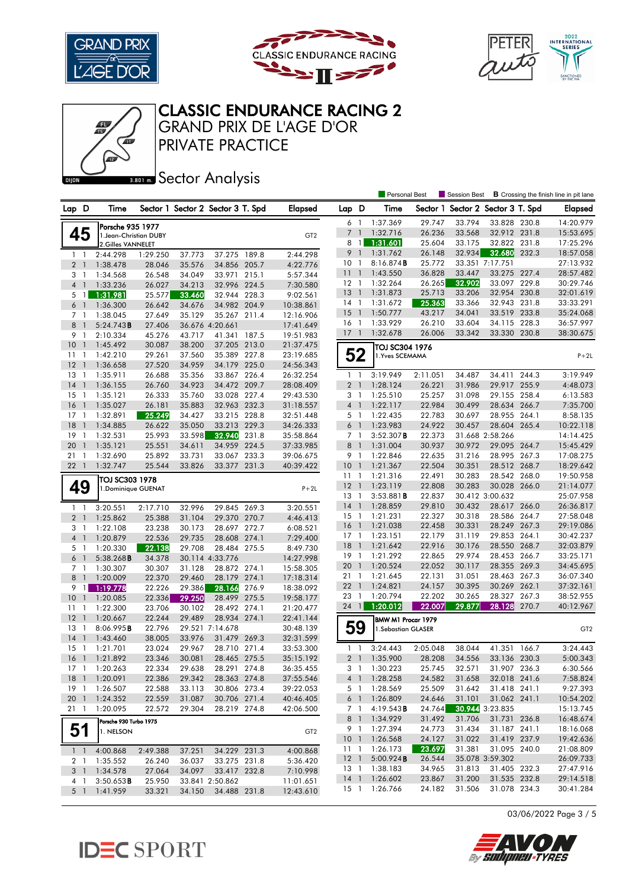# CLASSIC ENDURANCE RACING 2

## GRAND PRIX DE L'AGE D'OR

## PRIVATE PRACTICE

### Sector Analysis

DIJON 3.801 m.

Personal Best | Session Best | **B** Crossing the finish line in pit lane

**45** — Porsche 935 1977 — 1.Jean-Christian DUBY, 2.Gilles VANNELET — GT2

| Lap | D | Time | Sector 1 | Sector 2 | Sector 3 | T. Spd | Elapsed |
|---|---|---|---|---|---|---|---|
| 1 | 1 | 2:44.298 | 1:29.250 | 37.773 | 37.275 | 189.8 | 2:44.298 |
| 2 | 1 | 1:38.478 | 28.046 | 35.576 | 34.856 | 205.7 | 4:22.776 |
| 3 | 1 | 1:34.568 | 26.548 | 34.049 | 33.971 | 215.1 | 5:57.344 |
| 4 | 1 | 1:33.236 | 26.027 | 34.213 | 32.996 | 224.5 | 7:30.580 |
| 5 | 1 | 1:31.981 | 25.577 | 33.460 | 32.944 | 228.3 | 9:02.561 |
| 6 | 1 | 1:36.300 | 26.642 | 34.676 | 34.982 | 204.9 | 10:38.861 |
| 7 | 1 | 1:38.045 | 27.649 | 35.129 | 35.267 | 211.4 | 12:16.906 |
| 8 | 1 | 5:24.743**B** | 27.406 | 36.676 | 4:20.661 | | 17:41.649 |
| 9 | 1 | 2:10.334 | 45.276 | 43.717 | 41.341 | 187.5 | 19:51.983 |
| 10 | 1 | 1:45.492 | 30.087 | 38.200 | 37.205 | 213.0 | 21:37.475 |
| 11 | 1 | 1:42.210 | 29.261 | 37.560 | 35.389 | 227.8 | 23:19.685 |
| 12 | 1 | 1:36.658 | 27.520 | 34.959 | 34.179 | 225.0 | 24:56.343 |
| 13 | 1 | 1:35.911 | 26.688 | 35.356 | 33.867 | 226.4 | 26:32.254 |
| 14 | 1 | 1:36.155 | 26.760 | 34.923 | 34.472 | 209.7 | 28:08.409 |
| 15 | 1 | 1:35.121 | 26.333 | 35.760 | 33.028 | 227.4 | 29:43.530 |
| 16 | 1 | 1:35.027 | 26.181 | 35.883 | 32.963 | 232.3 | 31:18.557 |
| 17 | 1 | 1:32.891 | 25.249 | 34.427 | 33.215 | 228.8 | 32:51.448 |
| 18 | 1 | 1:34.885 | 26.622 | 35.050 | 33.213 | 229.3 | 34:26.333 |
| 19 | 1 | 1:32.531 | 25.993 | 33.598 | 32.940 | 231.8 | 35:58.864 |
| 20 | 1 | 1:35.121 | 25.551 | 34.611 | 34.959 | 224.5 | 37:33.985 |
| 21 | 1 | 1:32.690 | 25.892 | 33.731 | 33.067 | 233.3 | 39:06.675 |
| 22 | 1 | 1:32.747 | 25.544 | 33.826 | 33.377 | 231.3 | 40:39.422 |

**49** — TOJ SC303 1978 — 1.Dominique GUENAT — P+2L

| Lap | D | Time | Sector 1 | Sector 2 | Sector 3 | T. Spd | Elapsed |
|---|---|---|---|---|---|---|---|
| 1 | 1 | 3:20.551 | 2:17.710 | 32.996 | 29.845 | 269.3 | 3:20.551 |
| 2 | 1 | 1:25.862 | 25.388 | 31.104 | 29.370 | 270.7 | 4:46.413 |
| 3 | 1 | 1:22.108 | 23.238 | 30.173 | 28.697 | 272.7 | 6:08.521 |
| 4 | 1 | 1:20.879 | 22.536 | 29.735 | 28.608 | 274.1 | 7:29.400 |
| 5 | 1 | 1:20.330 | 22.138 | 29.708 | 28.484 | 275.5 | 8:49.730 |
| 6 | 1 | 5:38.268**B** | 34.378 | 30.114 | 4:33.776 | | 14:27.998 |
| 7 | 1 | 1:30.307 | 30.307 | 31.128 | 28.872 | 274.1 | 15:58.305 |
| 8 | 1 | 1:20.009 | 22.370 | 29.460 | 28.179 | 274.1 | 17:18.314 |
| 9 | 1 | 1:19.778 | 22.226 | 29.386 | 28.166 | 276.9 | 18:38.092 |
| 10 | 1 | 1:20.085 | 22.336 | 29.250 | 28.499 | 275.5 | 19:58.177 |
| 11 | 1 | 1:22.300 | 23.706 | 30.102 | 28.492 | 274.1 | 21:20.477 |
| 12 | 1 | 1:20.667 | 22.244 | 29.489 | 28.934 | 274.1 | 22:41.144 |
| 13 | 1 | 8:06.995**B** | 22.796 | 29.521 | 7:14.678 | | 30:48.139 |
| 14 | 1 | 1:43.460 | 38.005 | 33.976 | 31.479 | 269.3 | 32:31.599 |
| 15 | 1 | 1:21.701 | 23.024 | 29.967 | 28.710 | 271.4 | 33:53.300 |
| 16 | 1 | 1:21.892 | 23.346 | 30.081 | 28.465 | 275.5 | 35:15.192 |
| 17 | 1 | 1:20.263 | 22.334 | 29.638 | 28.291 | 274.8 | 36:35.455 |
| 18 | 1 | 1:20.091 | 22.386 | 29.342 | 28.363 | 274.8 | 37:55.546 |
| 19 | 1 | 1:26.507 | 22.588 | 33.113 | 30.806 | 273.4 | 39:22.053 |
| 20 | 1 | 1:24.352 | 22.559 | 31.087 | 30.706 | 271.4 | 40:46.405 |
| 21 | 1 | 1:20.095 | 22.572 | 29.304 | 28.219 | 274.8 | 42:06.500 |

**51** — Porsche 930 Turbo 1975 — 1. NELSON — GT2

| Lap | D | Time | Sector 1 | Sector 2 | Sector 3 | T. Spd | Elapsed |
|---|---|---|---|---|---|---|---|
| 1 | 1 | 4:00.868 | 2:49.388 | 37.251 | 34.229 | 231.3 | 4:00.868 |
| 2 | 1 | 1:35.552 | 26.240 | 36.037 | 33.275 | 231.8 | 5:36.420 |
| 3 | 1 | 1:34.578 | 27.064 | 34.097 | 33.417 | 232.8 | 7:10.998 |
| 4 | 1 | 3:50.653**B** | 25.950 | 33.841 | 2:50.862 | | 11:01.651 |
| 5 | 1 | 1:41.959 | 33.321 | 34.150 | 34.488 | 231.8 | 12:43.610 |
| 6 | 1 | 1:37.369 | 29.747 | 33.794 | 33.828 | 230.8 | 14:20.979 |
| 7 | 1 | 1:32.716 | 26.236 | 33.568 | 32.912 | 231.8 | 15:53.695 |
| 8 | 1 | 1:31.601 | 25.604 | 33.175 | 32.822 | 231.8 | 17:25.296 |
| 9 | 1 | 1:31.762 | 26.148 | 32.934 | 32.680 | 232.3 | 18:57.058 |
| 10 | 1 | 8:16.874**B** | 25.772 | 33.351 | 7:17.751 | | 27:13.932 |
| 11 | 1 | 1:43.550 | 36.828 | 33.447 | 33.275 | 227.4 | 28:57.482 |
| 12 | 1 | 1:32.264 | 26.265 | 32.902 | 33.097 | 229.8 | 30:29.746 |
| 13 | 1 | 1:31.873 | 25.713 | 33.206 | 32.954 | 230.8 | 32:01.619 |
| 14 | 1 | 1:31.672 | 25.363 | 33.366 | 32.943 | 231.8 | 33:33.291 |
| 15 | 1 | 1:50.777 | 43.217 | 34.041 | 33.519 | 233.8 | 35:24.068 |
| 16 | 1 | 1:33.929 | 26.210 | 33.604 | 34.115 | 228.3 | 36:57.997 |
| 17 | 1 | 1:32.678 | 26.006 | 33.342 | 33.330 | 230.8 | 38:30.675 |

**52** — TOJ SC304 1976 — 1.Yves SCEMAMA — P+2L

| Lap | D | Time | Sector 1 | Sector 2 | Sector 3 | T. Spd | Elapsed |
|---|---|---|---|---|---|---|---|
| 1 | 1 | 3:19.949 | 2:11.051 | 34.487 | 34.411 | 244.3 | 3:19.949 |
| 2 | 1 | 1:28.124 | 26.221 | 31.986 | 29.917 | 255.9 | 4:48.073 |
| 3 | 1 | 1:25.510 | 25.257 | 31.098 | 29.155 | 258.4 | 6:13.583 |
| 4 | 1 | 1:22.117 | 22.984 | 30.499 | 28.634 | 266.7 | 7:35.700 |
| 5 | 1 | 1:22.435 | 22.783 | 30.697 | 28.955 | 264.1 | 8:58.135 |
| 6 | 1 | 1:23.983 | 24.922 | 30.457 | 28.604 | 265.4 | 10:22.118 |
| 7 | 1 | 3:52.307**B** | 22.373 | 31.668 | 2:58.266 | | 14:14.425 |
| 8 | 1 | 1:31.004 | 30.937 | 30.972 | 29.095 | 264.7 | 15:45.429 |
| 9 | 1 | 1:22.846 | 22.635 | 31.216 | 28.995 | 267.3 | 17:08.275 |
| 10 | 1 | 1:21.367 | 22.504 | 30.351 | 28.512 | 268.7 | 18:29.642 |
| 11 | 1 | 1:21.316 | 22.491 | 30.283 | 28.542 | 268.0 | 19:50.958 |
| 12 | 1 | 1:23.119 | 22.808 | 30.283 | 30.028 | 266.0 | 21:14.077 |
| 13 | 1 | 3:53.881**B** | 22.837 | 30.412 | 3:00.632 | | 25:07.958 |
| 14 | 1 | 1:28.859 | 29.810 | 30.432 | 28.617 | 266.0 | 26:36.817 |
| 15 | 1 | 1:21.231 | 22.327 | 30.318 | 28.586 | 264.7 | 27:58.048 |
| 16 | 1 | 1:21.038 | 22.458 | 30.331 | 28.249 | 267.3 | 29:19.086 |
| 17 | 1 | 1:23.151 | 22.179 | 31.119 | 29.853 | 264.1 | 30:42.237 |
| 18 | 1 | 1:21.642 | 22.916 | 30.176 | 28.550 | 268.7 | 32:03.879 |
| 19 | 1 | 1:21.292 | 22.865 | 29.974 | 28.453 | 266.7 | 33:25.171 |
| 20 | 1 | 1:20.524 | 22.052 | 30.117 | 28.355 | 269.3 | 34:45.695 |
| 21 | 1 | 1:21.645 | 22.131 | 31.051 | 28.463 | 267.3 | 36:07.340 |
| 22 | 1 | 1:24.821 | 24.157 | 30.395 | 30.269 | 262.1 | 37:32.161 |
| 23 | 1 | 1:20.794 | 22.202 | 30.265 | 28.327 | 267.3 | 38:52.955 |
| 24 | 1 | 1:20.012 | 22.007 | 29.877 | 28.128 | 270.7 | 40:12.967 |

**59** — BMW M1 Procar 1979 — 1.Sebastian GLASER — GT2

| Lap | D | Time | Sector 1 | Sector 2 | Sector 3 | T. Spd | Elapsed |
|---|---|---|---|---|---|---|---|
| 1 | 1 | 3:24.443 | 2:05.048 | 38.044 | 41.351 | 166.7 | 3:24.443 |
| 2 | 1 | 1:35.900 | 28.208 | 34.556 | 33.136 | 230.3 | 5:00.343 |
| 3 | 1 | 1:30.223 | 25.745 | 32.571 | 31.907 | 236.3 | 6:30.566 |
| 4 | 1 | 1:28.258 | 24.582 | 31.658 | 32.018 | 241.6 | 7:58.824 |
| 5 | 1 | 1:28.569 | 25.509 | 31.642 | 31.418 | 241.1 | 9:27.393 |
| 6 | 1 | 1:26.809 | 24.646 | 31.101 | 31.062 | 241.1 | 10:54.202 |
| 7 | 1 | 4:19.543**B** | 24.764 | 30.944 | 3:23.835 | | 15:13.745 |
| 8 | 1 | 1:34.929 | 31.492 | 31.706 | 31.731 | 236.8 | 16:48.674 |
| 9 | 1 | 1:27.394 | 24.773 | 31.434 | 31.187 | 241.1 | 18:16.068 |
| 10 | 1 | 1:26.568 | 24.127 | 31.022 | 31.419 | 237.9 | 19:42.636 |
| 11 | 1 | 1:26.173 | 23.697 | 31.381 | 31.095 | 240.0 | 21:08.809 |
| 12 | 1 | 5:00.924**B** | 26.544 | 35.078 | 3:59.302 | | 26:09.733 |
| 13 | 1 | 1:38.183 | 34.965 | 31.813 | 31.405 | 232.3 | 27:47.916 |
| 14 | 1 | 1:26.602 | 23.867 | 31.200 | 31.535 | 232.8 | 29:14.518 |
| 15 | 1 | 1:26.766 | 24.182 | 31.506 | 31.078 | 234.3 | 30:41.284 |

03/06/2022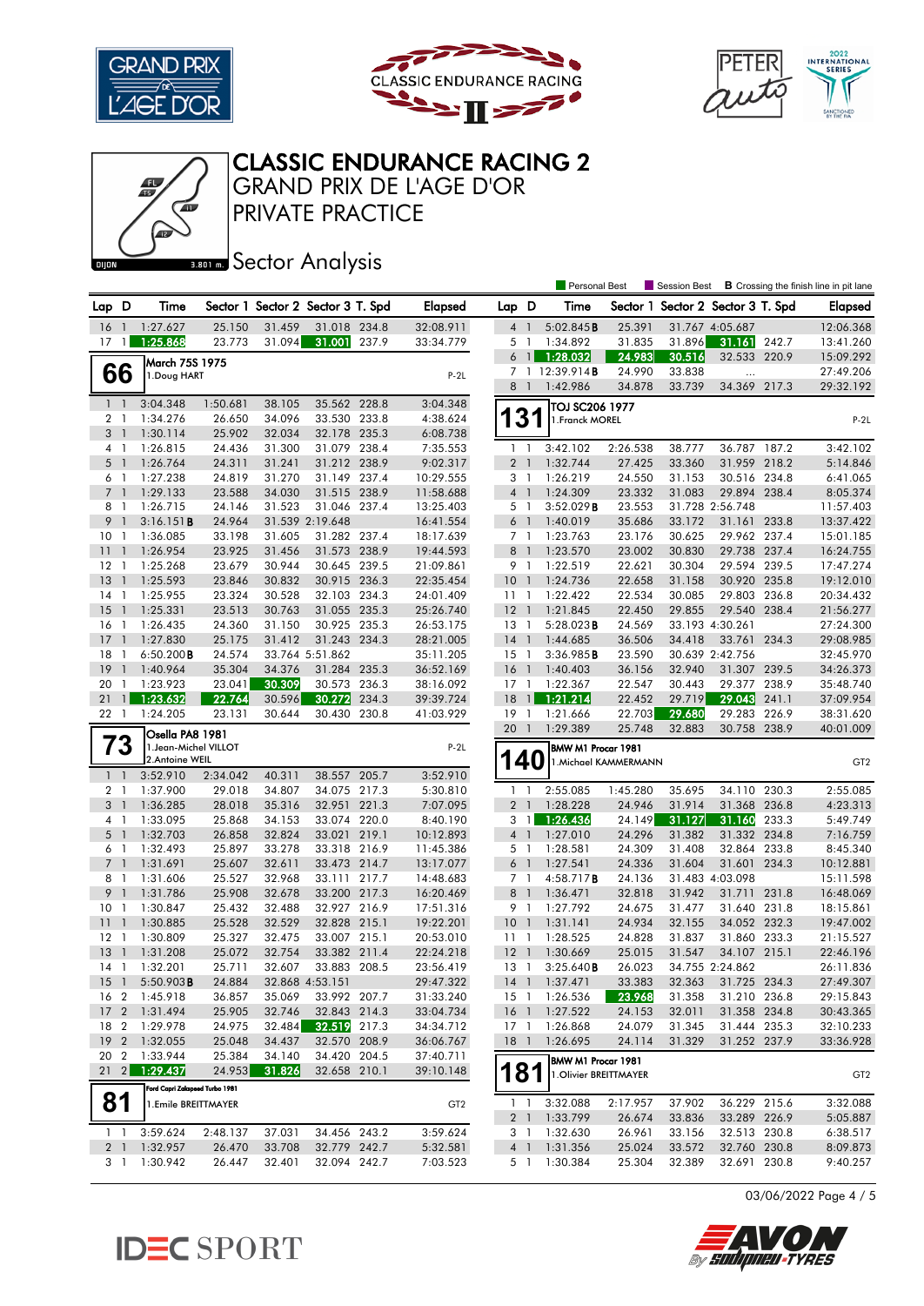# CLASSIC ENDURANCE RACING 2

## GRAND PRIX DE L'AGE D'OR

## PRIVATE PRACTICE

## Sector Analysis

Personal Best | Session Best | **B** Crossing the finish line in pit lane

| Lap | D | Time | Sector 1 | Sector 2 | Sector 3 | T. Spd | Elapsed |
|---|---|---|---|---|---|---|---|
| 16 | 1 | 1:27.627 | 25.150 | 31.459 | 31.018 | 234.8 | 32:08.911 |
| 17 | 1 | 1:25.868 | 23.773 | 31.094 | 31.001 | 237.9 | 33:34.779 |

### 66 — March 75S 1975 — 1.Doug HART — P-2L

| Lap | D | Time | Sector 1 | Sector 2 | Sector 3 | T. Spd | Elapsed |
|---|---|---|---|---|---|---|---|
| 1 | 1 | 3:04.348 | 1:50.681 | 38.105 | 35.562 | 228.8 | 3:04.348 |
| 2 | 1 | 1:34.276 | 26.650 | 34.096 | 33.530 | 233.8 | 4:38.624 |
| 3 | 1 | 1:30.114 | 25.902 | 32.034 | 32.178 | 235.3 | 6:08.738 |
| 4 | 1 | 1:26.815 | 24.436 | 31.300 | 31.079 | 238.4 | 7:35.553 |
| 5 | 1 | 1:26.764 | 24.311 | 31.241 | 31.212 | 238.9 | 9:02.317 |
| 6 | 1 | 1:27.238 | 24.819 | 31.270 | 31.149 | 237.4 | 10:29.555 |
| 7 | 1 | 1:29.133 | 23.588 | 34.030 | 31.515 | 238.9 | 11:58.688 |
| 8 | 1 | 1:26.715 | 24.146 | 31.523 | 31.046 | 237.4 | 13:25.403 |
| 9 | 1 | 3:16.151 **B** | 24.964 | 31.539 | 2:19.648 | | 16:41.554 |
| 10 | 1 | 1:36.085 | 33.198 | 31.605 | 31.282 | 237.4 | 18:17.639 |
| 11 | 1 | 1:26.954 | 23.925 | 31.456 | 31.573 | 238.9 | 19:44.593 |
| 12 | 1 | 1:25.268 | 23.679 | 30.944 | 30.645 | 239.5 | 21:09.861 |
| 13 | 1 | 1:25.593 | 23.846 | 30.832 | 30.915 | 236.3 | 22:35.454 |
| 14 | 1 | 1:25.955 | 23.324 | 30.528 | 32.103 | 234.3 | 24:01.409 |
| 15 | 1 | 1:25.331 | 23.513 | 30.763 | 31.055 | 235.3 | 25:26.740 |
| 16 | 1 | 1:26.435 | 24.360 | 31.150 | 30.925 | 235.3 | 26:53.175 |
| 17 | 1 | 1:27.830 | 25.175 | 31.412 | 31.243 | 234.3 | 28:21.005 |
| 18 | 1 | 6:50.200 **B** | 24.574 | 33.764 | 5:51.862 | | 35:11.205 |
| 19 | 1 | 1:40.964 | 35.304 | 34.376 | 31.284 | 235.3 | 36:52.169 |
| 20 | 1 | 1:23.923 | 23.041 | 30.309 | 30.573 | 236.3 | 38:16.092 |
| 21 | 1 | 1:23.632 | 22.764 | 30.596 | 30.272 | 234.3 | 39:39.724 |
| 22 | 1 | 1:24.205 | 23.131 | 30.644 | 30.430 | 230.8 | 41:03.929 |

### 73 — Osella PA8 1981 — 1.Jean-Michel VILLOT, 2.Antoine WEIL — P-2L

| Lap | D | Time | Sector 1 | Sector 2 | Sector 3 | T. Spd | Elapsed |
|---|---|---|---|---|---|---|---|
| 1 | 1 | 3:52.910 | 2:34.042 | 40.311 | 38.557 | 205.7 | 3:52.910 |
| 2 | 1 | 1:37.900 | 29.018 | 34.807 | 34.075 | 217.3 | 5:30.810 |
| 3 | 1 | 1:36.285 | 28.018 | 35.316 | 32.951 | 221.3 | 7:07.095 |
| 4 | 1 | 1:33.095 | 25.868 | 34.153 | 33.074 | 220.0 | 8:40.190 |
| 5 | 1 | 1:32.703 | 26.858 | 32.824 | 33.021 | 219.1 | 10:12.893 |
| 6 | 1 | 1:32.493 | 25.897 | 33.278 | 33.318 | 216.9 | 11:45.386 |
| 7 | 1 | 1:31.691 | 25.607 | 32.611 | 33.473 | 214.7 | 13:17.077 |
| 8 | 1 | 1:31.606 | 25.527 | 32.968 | 33.111 | 217.7 | 14:48.683 |
| 9 | 1 | 1:31.786 | 25.908 | 32.678 | 33.200 | 217.3 | 16:20.469 |
| 10 | 1 | 1:30.847 | 25.432 | 32.488 | 32.927 | 216.9 | 17:51.316 |
| 11 | 1 | 1:30.885 | 25.528 | 32.529 | 32.828 | 215.1 | 19:22.201 |
| 12 | 1 | 1:30.809 | 25.327 | 32.475 | 33.007 | 215.1 | 20:53.010 |
| 13 | 1 | 1:31.208 | 25.072 | 32.754 | 33.382 | 211.4 | 22:24.218 |
| 14 | 1 | 1:32.201 | 25.711 | 32.607 | 33.883 | 208.5 | 23:56.419 |
| 15 | 1 | 5:50.903 **B** | 24.884 | 32.868 | 4:53.151 | | 29:47.322 |
| 16 | 2 | 1:45.918 | 36.857 | 35.069 | 33.992 | 207.7 | 31:33.240 |
| 17 | 2 | 1:31.494 | 25.905 | 32.746 | 32.843 | 214.3 | 33:04.734 |
| 18 | 2 | 1:29.978 | 24.975 | 32.484 | 32.519 | 217.3 | 34:34.712 |
| 19 | 2 | 1:32.055 | 25.048 | 34.437 | 32.570 | 208.9 | 36:06.767 |
| 20 | 2 | 1:33.944 | 25.384 | 34.140 | 34.420 | 204.5 | 37:40.711 |
| 21 | 2 | 1:29.437 | 24.953 | 31.826 | 32.658 | 210.1 | 39:10.148 |

### 81 — Ford Capri Zakspeed Turbo 1981 — 1.Emile BREITTMAYER — GT2

| Lap | D | Time | Sector 1 | Sector 2 | Sector 3 | T. Spd | Elapsed |
|---|---|---|---|---|---|---|---|
| 1 | 1 | 3:59.624 | 2:48.137 | 37.031 | 34.456 | 243.2 | 3:59.624 |
| 2 | 1 | 1:32.957 | 26.470 | 33.708 | 32.779 | 242.7 | 5:32.581 |
| 3 | 1 | 1:30.942 | 26.447 | 32.401 | 32.094 | 242.7 | 7:03.523 |

| Lap | D | Time | Sector 1 | Sector 2 | Sector 3 | T. Spd | Elapsed |
|---|---|---|---|---|---|---|---|
| 4 | 1 | 5:02.845 **B** | 25.391 | 31.767 | 4:05.687 | | 12:06.368 |
| 5 | 1 | 1:34.892 | 31.835 | 31.896 | 31.161 | 242.7 | 13:41.260 |
| 6 | 1 | 1:28.032 | 24.983 | 30.516 | 32.533 | 220.9 | 15:09.292 |
| 7 | 1 | 12:39.914 **B** | 24.990 | 33.838 | ... | | 27:49.206 |
| 8 | 1 | 1:42.986 | 34.878 | 33.739 | 34.369 | 217.3 | 29:32.192 |

### 131 — TOJ SC206 1977 — 1.Franck MOREL — P-2L

| Lap | D | Time | Sector 1 | Sector 2 | Sector 3 | T. Spd | Elapsed |
|---|---|---|---|---|---|---|---|
| 1 | 1 | 3:42.102 | 2:26.538 | 38.777 | 36.787 | 187.2 | 3:42.102 |
| 2 | 1 | 1:32.744 | 27.425 | 33.360 | 31.959 | 218.2 | 5:14.846 |
| 3 | 1 | 1:26.219 | 24.550 | 31.153 | 30.516 | 234.8 | 6:41.065 |
| 4 | 1 | 1:24.309 | 23.332 | 31.083 | 29.894 | 238.4 | 8:05.374 |
| 5 | 1 | 3:52.029 **B** | 23.553 | 31.728 | 2:56.748 | | 11:57.403 |
| 6 | 1 | 1:40.019 | 35.686 | 33.172 | 31.161 | 233.8 | 13:37.422 |
| 7 | 1 | 1:23.763 | 23.176 | 30.625 | 29.962 | 237.4 | 15:01.185 |
| 8 | 1 | 1:23.570 | 23.002 | 30.830 | 29.738 | 237.4 | 16:24.755 |
| 9 | 1 | 1:22.519 | 22.621 | 30.304 | 29.594 | 239.5 | 17:47.274 |
| 10 | 1 | 1:24.736 | 22.658 | 31.158 | 30.920 | 235.8 | 19:12.010 |
| 11 | 1 | 1:22.422 | 22.534 | 30.085 | 29.803 | 236.8 | 20:34.432 |
| 12 | 1 | 1:21.845 | 22.450 | 29.855 | 29.540 | 238.4 | 21:56.277 |
| 13 | 1 | 5:28.023 **B** | 24.569 | 33.193 | 4:30.261 | | 27:24.300 |
| 14 | 1 | 1:44.685 | 36.506 | 34.418 | 33.761 | 234.3 | 29:08.985 |
| 15 | 1 | 3:36.985 **B** | 23.590 | 30.639 | 2:42.756 | | 32:45.970 |
| 16 | 1 | 1:40.403 | 36.156 | 32.940 | 31.307 | 239.5 | 34:26.373 |
| 17 | 1 | 1:22.367 | 22.547 | 30.443 | 29.377 | 238.9 | 35:48.740 |
| 18 | 1 | 1:21.214 | 22.452 | 29.719 | 29.043 | 241.1 | 37:09.954 |
| 19 | 1 | 1:21.666 | 22.703 | 29.680 | 29.283 | 226.9 | 38:31.620 |
| 20 | 1 | 1:29.389 | 25.748 | 32.883 | 30.758 | 238.9 | 40:01.009 |

### 140 — BMW M1 Procar 1981 — 1.Michael KAMMERMANN — GT2

| Lap | D | Time | Sector 1 | Sector 2 | Sector 3 | T. Spd | Elapsed |
|---|---|---|---|---|---|---|---|
| 1 | 1 | 2:55.085 | 1:45.280 | 35.695 | 34.110 | 230.3 | 2:55.085 |
| 2 | 1 | 1:28.228 | 24.946 | 31.914 | 31.368 | 236.8 | 4:23.313 |
| 3 | 1 | 1:26.436 | 24.149 | 31.127 | 31.160 | 233.3 | 5:49.749 |
| 4 | 1 | 1:27.010 | 24.296 | 31.382 | 31.332 | 234.8 | 7:16.759 |
| 5 | 1 | 1:28.581 | 24.309 | 31.408 | 32.864 | 233.8 | 8:45.340 |
| 6 | 1 | 1:27.541 | 24.336 | 31.604 | 31.601 | 234.3 | 10:12.881 |
| 7 | 1 | 4:58.717 **B** | 24.136 | 31.483 | 4:03.098 | | 15:11.598 |
| 8 | 1 | 1:36.471 | 32.818 | 31.942 | 31.711 | 231.8 | 16:48.069 |
| 9 | 1 | 1:27.792 | 24.675 | 31.477 | 31.640 | 231.8 | 18:15.861 |
| 10 | 1 | 1:31.141 | 24.934 | 32.155 | 34.052 | 232.3 | 19:47.002 |
| 11 | 1 | 1:28.525 | 24.828 | 31.837 | 31.860 | 233.3 | 21:15.527 |
| 12 | 1 | 1:30.669 | 25.015 | 31.547 | 34.107 | 215.1 | 22:46.196 |
| 13 | 1 | 3:25.640 **B** | 26.023 | 34.755 | 2:24.862 | | 26:11.836 |
| 14 | 1 | 1:37.471 | 33.383 | 32.363 | 31.725 | 234.3 | 27:49.307 |
| 15 | 1 | 1:26.536 | 23.968 | 31.358 | 31.210 | 236.8 | 29:15.843 |
| 16 | 1 | 1:27.522 | 24.153 | 32.011 | 31.358 | 234.8 | 30:43.365 |
| 17 | 1 | 1:26.868 | 24.079 | 31.345 | 31.444 | 235.3 | 32:10.233 |
| 18 | 1 | 1:26.695 | 24.114 | 31.329 | 31.252 | 237.9 | 33:36.928 |

### 181 — BMW M1 Procar 1981 — 1.Olivier BREITTMAYER — GT2

| Lap | D | Time | Sector 1 | Sector 2 | Sector 3 | T. Spd | Elapsed |
|---|---|---|---|---|---|---|---|
| 1 | 1 | 3:32.088 | 2:17.957 | 37.902 | 36.229 | 215.6 | 3:32.088 |
| 2 | 1 | 1:33.799 | 26.674 | 33.836 | 33.289 | 226.9 | 5:05.887 |
| 3 | 1 | 1:32.630 | 26.961 | 33.156 | 32.513 | 230.8 | 6:38.517 |
| 4 | 1 | 1:31.356 | 25.024 | 33.572 | 32.760 | 230.8 | 8:09.873 |
| 5 | 1 | 1:30.384 | 25.304 | 32.389 | 32.691 | 230.8 | 9:40.257 |

03/06/2022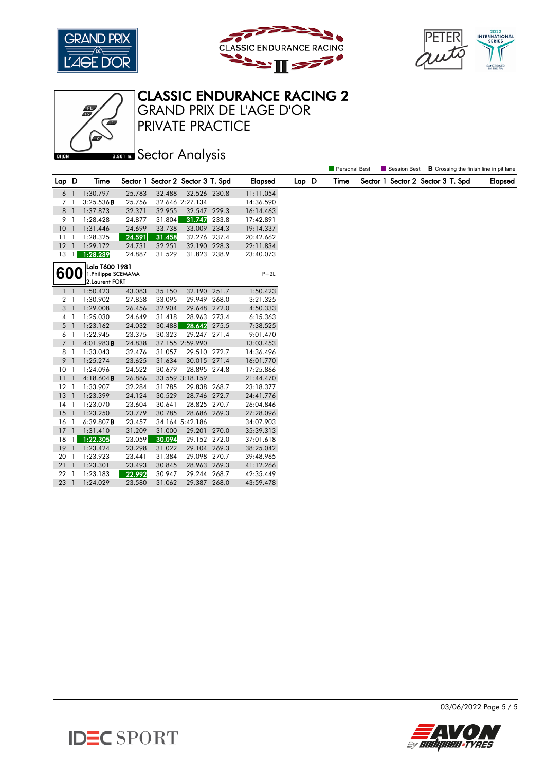# CLASSIC ENDURANCE RACING 2

GRAND PRIX DE L'AGE D'OR

PRIVATE PRACTICE

## Sector Analysis

Personal Best | Session Best | **B** Crossing the finish line in pit lane

| Lap | D | Time | Sector 1 | Sector 2 | Sector 3 | T. Spd | Elapsed |
|---|---|---|---|---|---|---|---|
| 6 | 1 | 1:30.797 | 25.783 | 32.488 | 32.526 | 230.8 | 11:11.054 |
| 7 | 1 | 3:25.536**B** | 25.756 | 32.646 | 2:27.134 | | 14:36.590 |
| 8 | 1 | 1:37.873 | 32.371 | 32.955 | 32.547 | 229.3 | 16:14.463 |
| 9 | 1 | 1:28.428 | 24.877 | 31.804 | 31.747 | 233.8 | 17:42.891 |
| 10 | 1 | 1:31.446 | 24.699 | 33.738 | 33.009 | 234.3 | 19:14.337 |
| 11 | 1 | 1:28.325 | 24.591 | 31.458 | 32.276 | 237.4 | 20:42.662 |
| 12 | 1 | 1:29.172 | 24.731 | 32.251 | 32.190 | 228.3 | 22:11.834 |
| 13 | 1 | 1:28.239 | 24.887 | 31.529 | 31.823 | 238.9 | 23:40.073 |

**600** Lola T600 1981 — P+2L

1.Philippe SCEMAMA

2.Laurent FORT

| Lap | D | Time | Sector 1 | Sector 2 | Sector 3 | T. Spd | Elapsed |
|---|---|---|---|---|---|---|---|
| 1 | 1 | 1:50.423 | 43.083 | 35.150 | 32.190 | 251.7 | 1:50.423 |
| 2 | 1 | 1:30.902 | 27.858 | 33.095 | 29.949 | 268.0 | 3:21.325 |
| 3 | 1 | 1:29.008 | 26.456 | 32.904 | 29.648 | 272.0 | 4:50.333 |
| 4 | 1 | 1:25.030 | 24.649 | 31.418 | 28.963 | 273.4 | 6:15.363 |
| 5 | 1 | 1:23.162 | 24.032 | 30.488 | 28.642 | 275.5 | 7:38.525 |
| 6 | 1 | 1:22.945 | 23.375 | 30.323 | 29.247 | 271.4 | 9:01.470 |
| 7 | 1 | 4:01.983**B** | 24.838 | 37.155 | 2:59.990 | | 13:03.453 |
| 8 | 1 | 1:33.043 | 32.476 | 31.057 | 29.510 | 272.7 | 14:36.496 |
| 9 | 1 | 1:25.274 | 23.625 | 31.634 | 30.015 | 271.4 | 16:01.770 |
| 10 | 1 | 1:24.096 | 24.522 | 30.679 | 28.895 | 274.8 | 17:25.866 |
| 11 | 1 | 4:18.604**B** | 26.886 | 33.559 | 3:18.159 | | 21:44.470 |
| 12 | 1 | 1:33.907 | 32.284 | 31.785 | 29.838 | 268.7 | 23:18.377 |
| 13 | 1 | 1:23.399 | 24.124 | 30.529 | 28.746 | 272.7 | 24:41.776 |
| 14 | 1 | 1:23.070 | 23.604 | 30.641 | 28.825 | 270.7 | 26:04.846 |
| 15 | 1 | 1:23.250 | 23.779 | 30.785 | 28.686 | 269.3 | 27:28.096 |
| 16 | 1 | 6:39.807**B** | 23.457 | 34.164 | 5:42.186 | | 34:07.903 |
| 17 | 1 | 1:31.410 | 31.209 | 31.000 | 29.201 | 270.0 | 35:39.313 |
| 18 | 1 | 1:22.305 | 23.059 | 30.094 | 29.152 | 272.0 | 37:01.618 |
| 19 | 1 | 1:23.424 | 23.298 | 31.022 | 29.104 | 269.3 | 38:25.042 |
| 20 | 1 | 1:23.923 | 23.441 | 31.384 | 29.098 | 270.7 | 39:48.965 |
| 21 | 1 | 1:23.301 | 23.493 | 30.845 | 28.963 | 269.3 | 41:12.266 |
| 22 | 1 | 1:23.183 | 22.992 | 30.947 | 29.244 | 268.7 | 42:35.449 |
| 23 | 1 | 1:24.029 | 23.580 | 31.062 | 29.387 | 268.0 | 43:59.478 |

03/06/2022